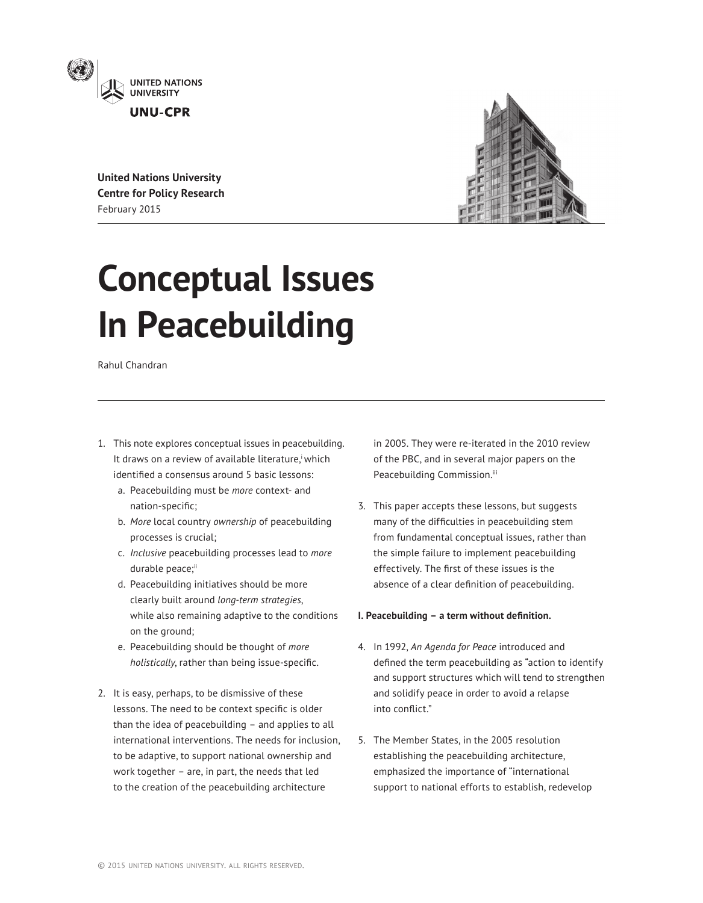United Nations University
UNU-CPR

**United Nations University Centre for Policy Research**
February 2015

# Conceptual Issues In Peacebuilding

Rahul Chandran

1. This note explores conceptual issues in peacebuilding. It draws on a review of available literature,[i] which identified a consensus around 5 basic lessons:
   a. Peacebuilding must be *more* context- and nation-specific;
   b. *More* local country *ownership* of peacebuilding processes is crucial;
   c. *Inclusive* peacebuilding processes lead to *more* durable peace;[ii]
   d. Peacebuilding initiatives should be more clearly built around *long-term strategies*, while also remaining adaptive to the conditions on the ground;
   e. Peacebuilding should be thought of *more holistically*, rather than being issue-specific.

2. It is easy, perhaps, to be dismissive of these lessons. The need to be context specific is older than the idea of peacebuilding – and applies to all international interventions. The needs for inclusion, to be adaptive, to support national ownership and work together – are, in part, the needs that led to the creation of the peacebuilding architecture in 2005. They were re-iterated in the 2010 review of the PBC, and in several major papers on the Peacebuilding Commission.[iii]

3. This paper accepts these lessons, but suggests many of the difficulties in peacebuilding stem from fundamental conceptual issues, rather than the simple failure to implement peacebuilding effectively. The first of these issues is the absence of a clear definition of peacebuilding.

**I. Peacebuilding – a term without definition.**

4. In 1992, *An Agenda for Peace* introduced and defined the term peacebuilding as "action to identify and support structures which will tend to strengthen and solidify peace in order to avoid a relapse into conflict."

5. The Member States, in the 2005 resolution establishing the peacebuilding architecture, emphasized the importance of "international support to national efforts to establish, redevelop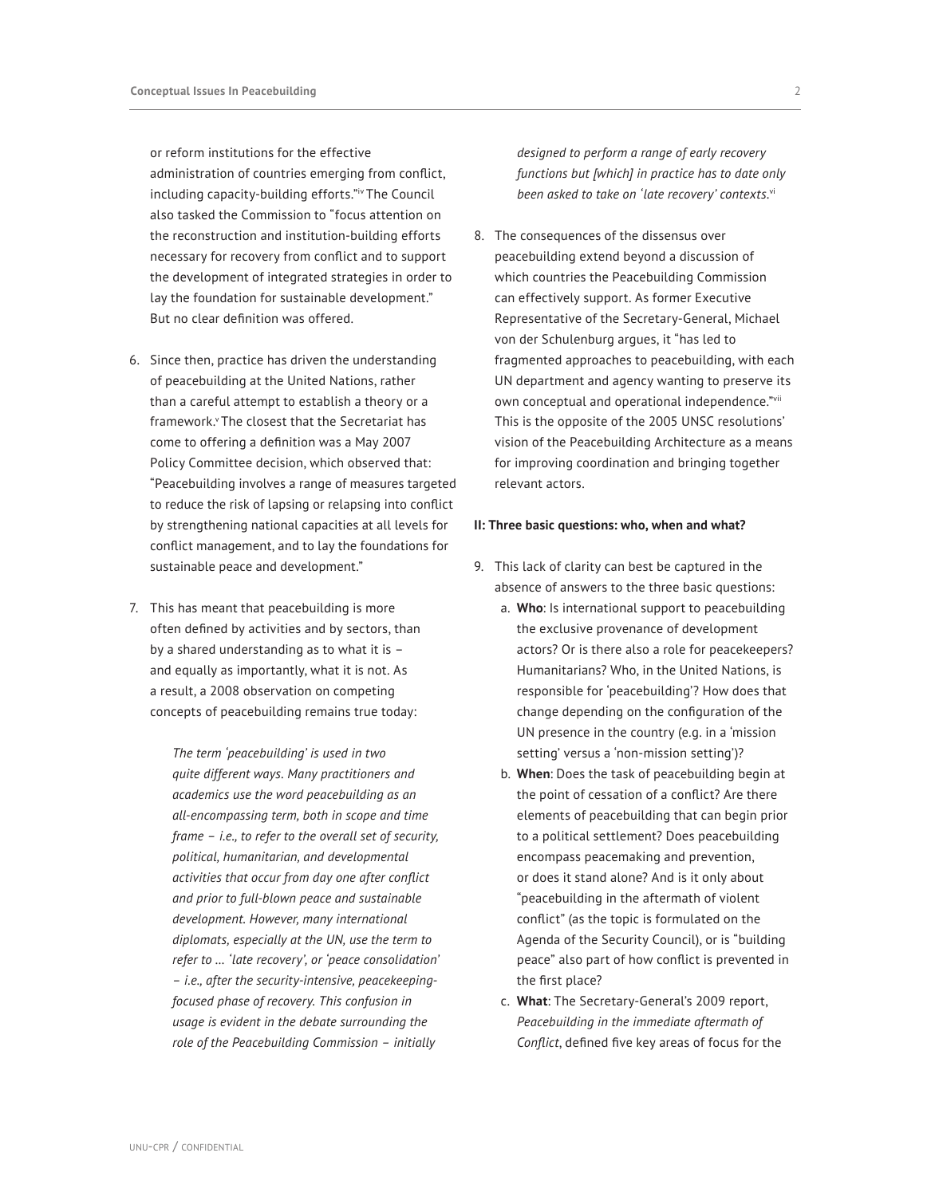or reform institutions for the effective administration of countries emerging from conflict, including capacity-building efforts."[iv] The Council also tasked the Commission to "focus attention on the reconstruction and institution-building efforts necessary for recovery from conflict and to support the development of integrated strategies in order to lay the foundation for sustainable development." But no clear definition was offered.

6. Since then, practice has driven the understanding of peacebuilding at the United Nations, rather than a careful attempt to establish a theory or a framework.[v] The closest that the Secretariat has come to offering a definition was a May 2007 Policy Committee decision, which observed that: "Peacebuilding involves a range of measures targeted to reduce the risk of lapsing or relapsing into conflict by strengthening national capacities at all levels for conflict management, and to lay the foundations for sustainable peace and development."

7. This has meant that peacebuilding is more often defined by activities and by sectors, than by a shared understanding as to what it is – and equally as importantly, what it is not. As a result, a 2008 observation on competing concepts of peacebuilding remains true today:

   > *The term 'peacebuilding' is used in two quite different ways. Many practitioners and academics use the word peacebuilding as an all-encompassing term, both in scope and time frame – i.e., to refer to the overall set of security, political, humanitarian, and developmental activities that occur from day one after conflict and prior to full-blown peace and sustainable development. However, many international diplomats, especially at the UN, use the term to refer to ... 'late recovery', or 'peace consolidation' – i.e., after the security-intensive, peacekeeping-focused phase of recovery. This confusion in usage is evident in the debate surrounding the role of the Peacebuilding Commission – initially designed to perform a range of early recovery functions but [which] in practice has to date only been asked to take on 'late recovery' contexts.*[vi]

8. The consequences of the dissensus over peacebuilding extend beyond a discussion of which countries the Peacebuilding Commission can effectively support. As former Executive Representative of the Secretary-General, Michael von der Schulenburg argues, it "has led to fragmented approaches to peacebuilding, with each UN department and agency wanting to preserve its own conceptual and operational independence."[vii] This is the opposite of the 2005 UNSC resolutions' vision of the Peacebuilding Architecture as a means for improving coordination and bringing together relevant actors.

**II: Three basic questions: who, when and what?**

9. This lack of clarity can best be captured in the absence of answers to the three basic questions:
   a. **Who**: Is international support to peacebuilding the exclusive provenance of development actors? Or is there also a role for peacekeepers? Humanitarians? Who, in the United Nations, is responsible for 'peacebuilding'? How does that change depending on the configuration of the UN presence in the country (e.g. in a 'mission setting' versus a 'non-mission setting')?
   b. **When**: Does the task of peacebuilding begin at the point of cessation of a conflict? Are there elements of peacebuilding that can begin prior to a political settlement? Does peacebuilding encompass peacemaking and prevention, or does it stand alone? And is it only about "peacebuilding in the aftermath of violent conflict" (as the topic is formulated on the Agenda of the Security Council), or is "building peace" also part of how conflict is prevented in the first place?
   c. **What**: The Secretary-General's 2009 report, *Peacebuilding in the immediate aftermath of Conflict*, defined five key areas of focus for the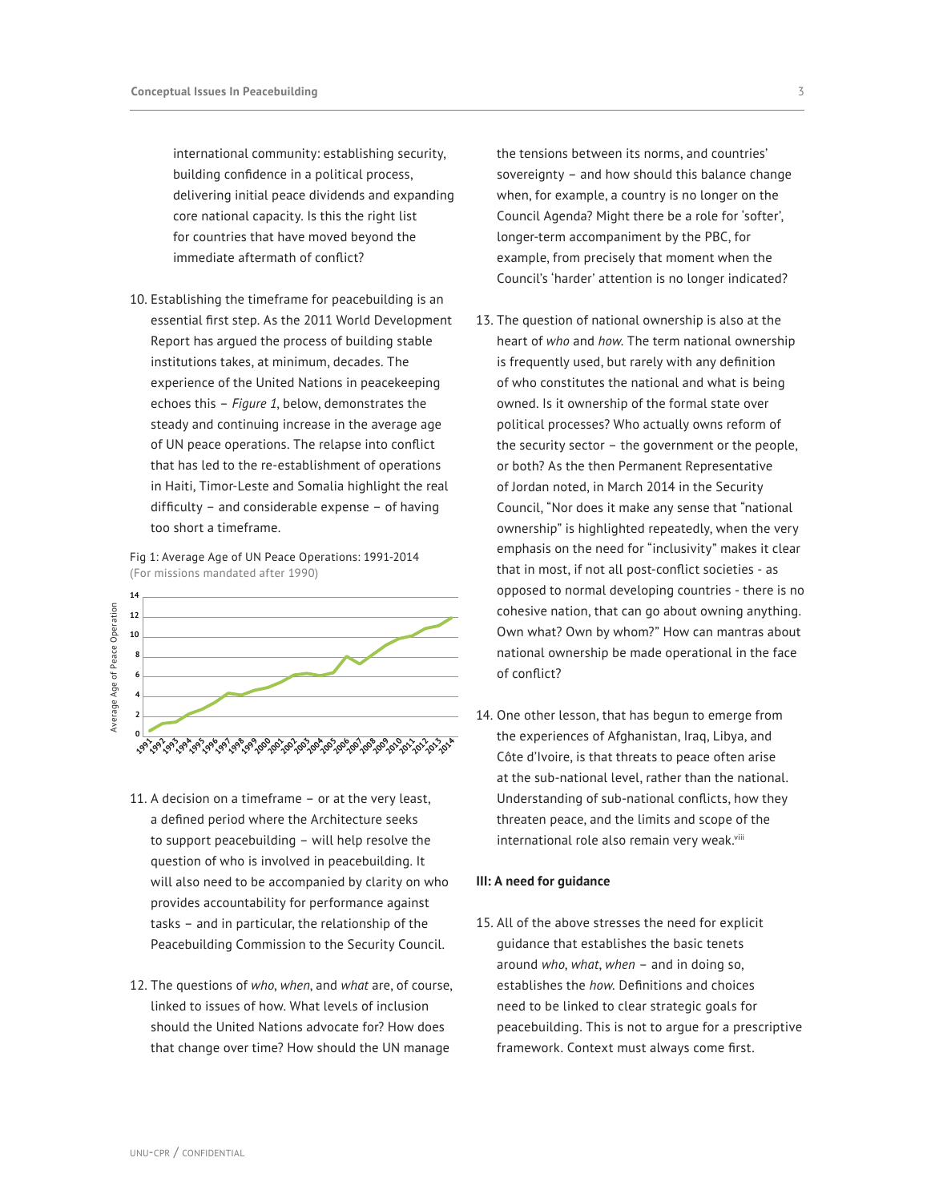international community: establishing security, building confidence in a political process, delivering initial peace dividends and expanding core national capacity. Is this the right list for countries that have moved beyond the immediate aftermath of conflict?

10. Establishing the timeframe for peacebuilding is an essential first step. As the 2011 World Development Report has argued the process of building stable institutions takes, at minimum, decades. The experience of the United Nations in peacekeeping echoes this – *Figure 1*, below, demonstrates the steady and continuing increase in the average age of UN peace operations. The relapse into conflict that has led to the re-establishment of operations in Haiti, Timor-Leste and Somalia highlight the real difficulty – and considerable expense – of having too short a timeframe.

Fig 1: Average Age of UN Peace Operations: 1991-2014
(For missions mandated after 1990)

11. A decision on a timeframe – or at the very least, a defined period where the Architecture seeks to support peacebuilding – will help resolve the question of who is involved in peacebuilding. It will also need to be accompanied by clarity on who provides accountability for performance against tasks – and in particular, the relationship of the Peacebuilding Commission to the Security Council.

12. The questions of *who*, *when*, and *what* are, of course, linked to issues of how. What levels of inclusion should the United Nations advocate for? How does that change over time? How should the UN manage the tensions between its norms, and countries' sovereignty – and how should this balance change when, for example, a country is no longer on the Council Agenda? Might there be a role for 'softer', longer-term accompaniment by the PBC, for example, from precisely that moment when the Council's 'harder' attention is no longer indicated?

13. The question of national ownership is also at the heart of *who* and *how.* The term national ownership is frequently used, but rarely with any definition of who constitutes the national and what is being owned. Is it ownership of the formal state over political processes? Who actually owns reform of the security sector – the government or the people, or both? As the then Permanent Representative of Jordan noted, in March 2014 in the Security Council, "Nor does it make any sense that "national ownership" is highlighted repeatedly, when the very emphasis on the need for "inclusivity" makes it clear that in most, if not all post-conflict societies - as opposed to normal developing countries - there is no cohesive nation, that can go about owning anything. Own what? Own by whom?" How can mantras about national ownership be made operational in the face of conflict?

14. One other lesson, that has begun to emerge from the experiences of Afghanistan, Iraq, Libya, and Côte d'Ivoire, is that threats to peace often arise at the sub-national level, rather than the national. Understanding of sub-national conflicts, how they threaten peace, and the limits and scope of the international role also remain very weak.[viii]

**III: A need for guidance**

15. All of the above stresses the need for explicit guidance that establishes the basic tenets around *who*, *what*, *when* – and in doing so, establishes the *how.* Definitions and choices need to be linked to clear strategic goals for peacebuilding. This is not to argue for a prescriptive framework. Context must always come first.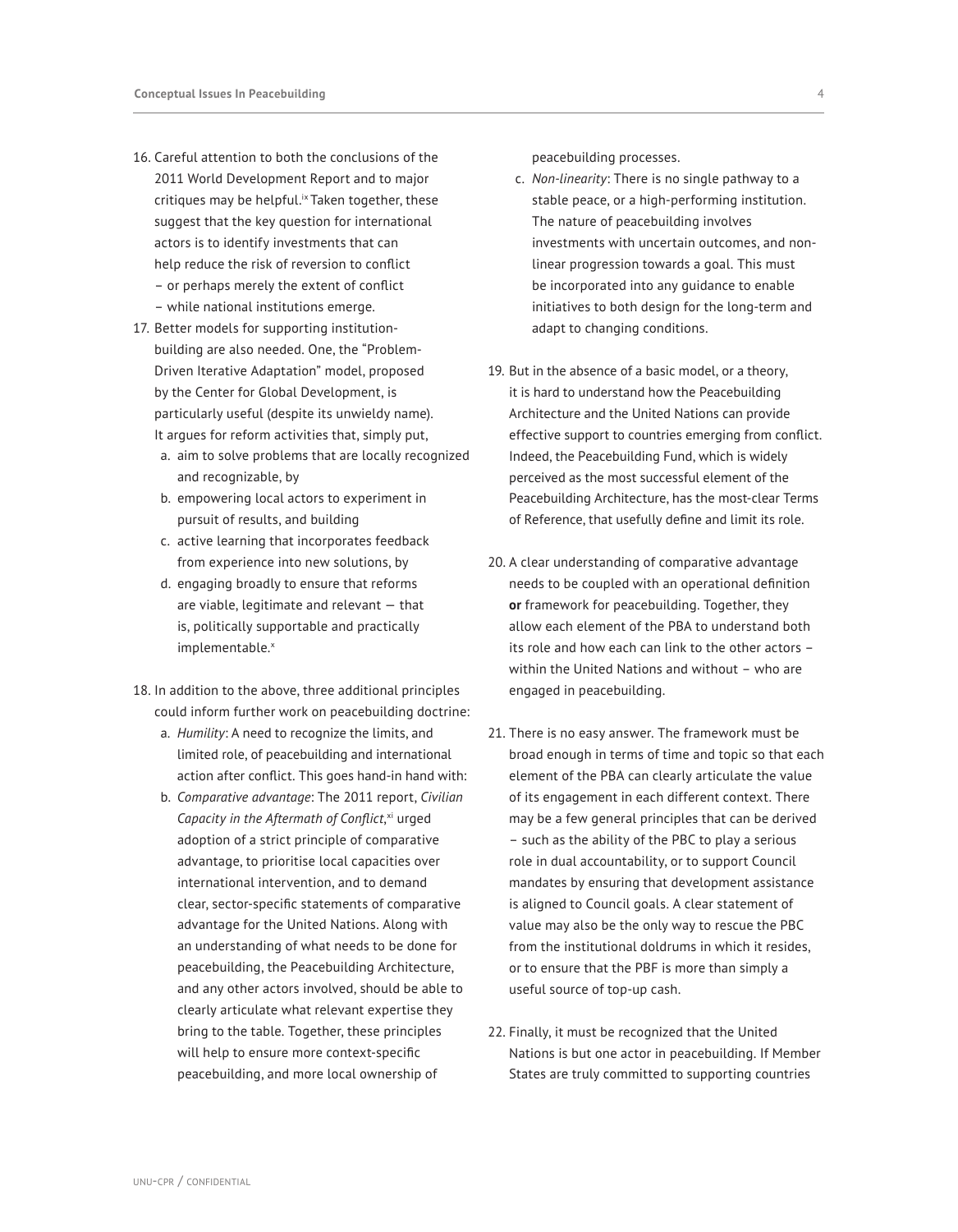16. Careful attention to both the conclusions of the 2011 World Development Report and to major critiques may be helpful.[ix] Taken together, these suggest that the key question for international actors is to identify investments that can help reduce the risk of reversion to conflict – or perhaps merely the extent of conflict – while national institutions emerge.

17. Better models for supporting institution-building are also needed. One, the "Problem-Driven Iterative Adaptation" model, proposed by the Center for Global Development, is particularly useful (despite its unwieldy name). It argues for reform activities that, simply put,
    a. aim to solve problems that are locally recognized and recognizable, by
    b. empowering local actors to experiment in pursuit of results, and building
    c. active learning that incorporates feedback from experience into new solutions, by
    d. engaging broadly to ensure that reforms are viable, legitimate and relevant — that is, politically supportable and practically implementable.[x]

18. In addition to the above, three additional principles could inform further work on peacebuilding doctrine:
    a. *Humility*: A need to recognize the limits, and limited role, of peacebuilding and international action after conflict. This goes hand-in hand with:
    b. *Comparative advantage*: The 2011 report, *Civilian Capacity in the Aftermath of Conflict*,[xi] urged adoption of a strict principle of comparative advantage, to prioritise local capacities over international intervention, and to demand clear, sector-specific statements of comparative advantage for the United Nations. Along with an understanding of what needs to be done for peacebuilding, the Peacebuilding Architecture, and any other actors involved, should be able to clearly articulate what relevant expertise they bring to the table. Together, these principles will help to ensure more context-specific peacebuilding, and more local ownership of peacebuilding processes.
    c. *Non-linearity*: There is no single pathway to a stable peace, or a high-performing institution. The nature of peacebuilding involves investments with uncertain outcomes, and non-linear progression towards a goal. This must be incorporated into any guidance to enable initiatives to both design for the long-term and adapt to changing conditions.

19. But in the absence of a basic model, or a theory, it is hard to understand how the Peacebuilding Architecture and the United Nations can provide effective support to countries emerging from conflict. Indeed, the Peacebuilding Fund, which is widely perceived as the most successful element of the Peacebuilding Architecture, has the most-clear Terms of Reference, that usefully define and limit its role.

20. A clear understanding of comparative advantage needs to be coupled with an operational definition **or** framework for peacebuilding. Together, they allow each element of the PBA to understand both its role and how each can link to the other actors – within the United Nations and without – who are engaged in peacebuilding.

21. There is no easy answer. The framework must be broad enough in terms of time and topic so that each element of the PBA can clearly articulate the value of its engagement in each different context. There may be a few general principles that can be derived – such as the ability of the PBC to play a serious role in dual accountability, or to support Council mandates by ensuring that development assistance is aligned to Council goals. A clear statement of value may also be the only way to rescue the PBC from the institutional doldrums in which it resides, or to ensure that the PBF is more than simply a useful source of top-up cash.

22. Finally, it must be recognized that the United Nations is but one actor in peacebuilding. If Member States are truly committed to supporting countries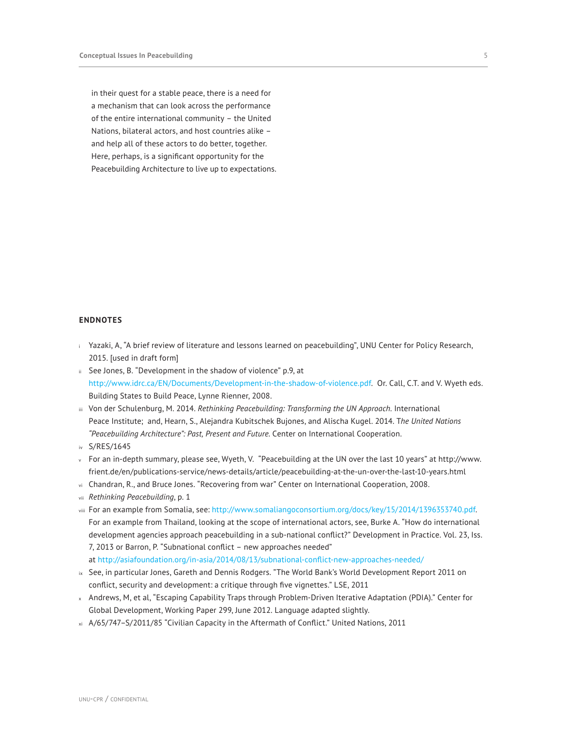in their quest for a stable peace, there is a need for a mechanism that can look across the performance of the entire international community – the United Nations, bilateral actors, and host countries alike – and help all of these actors to do better, together. Here, perhaps, is a significant opportunity for the Peacebuilding Architecture to live up to expectations.

## ENDNOTES

- i Yazaki, A, "A brief review of literature and lessons learned on peacebuilding", UNU Center for Policy Research, 2015. [used in draft form]
- ii See Jones, B. "Development in the shadow of violence" p.9, at http://www.idrc.ca/EN/Documents/Development-in-the-shadow-of-violence.pdf. Or. Call, C.T. and V. Wyeth eds. Building States to Build Peace, Lynne Rienner, 2008.
- iii Von der Schulenburg, M. 2014. *Rethinking Peacebuilding: Transforming the UN Approach.* International Peace Institute; and, Hearn, S., Alejandra Kubitschek Bujones, and Alischa Kugel. 2014. T*he United Nations "Peacebuilding Architecture": Past, Present and Future.* Center on International Cooperation.
- iv S/RES/1645
- v For an in-depth summary, please see, Wyeth, V. "Peacebuilding at the UN over the last 10 years" at http://www.frient.de/en/publications-service/news-details/article/peacebuilding-at-the-un-over-the-last-10-years.html
- vi Chandran, R., and Bruce Jones. "Recovering from war" Center on International Cooperation, 2008.
- vii *Rethinking Peacebuilding*, p. 1
- viii For an example from Somalia, see: http://www.somaliangoconsortium.org/docs/key/15/2014/1396353740.pdf. For an example from Thailand, looking at the scope of international actors, see, Burke A. "How do international development agencies approach peacebuilding in a sub-national conflict?" Development in Practice. Vol. 23, Iss. 7, 2013 or Barron, P. "Subnational conflict – new approaches needed" at http://asiafoundation.org/in-asia/2014/08/13/subnational-conflict-new-approaches-needed/
- ix See, in particular Jones, Gareth and Dennis Rodgers. "The World Bank's World Development Report 2011 on conflict, security and development: a critique through five vignettes." LSE, 2011
- x Andrews, M, et al, "Escaping Capability Traps through Problem-Driven Iterative Adaptation (PDIA)." Center for Global Development, Working Paper 299, June 2012. Language adapted slightly.
- xi A/65/747–S/2011/85 "Civilian Capacity in the Aftermath of Conflict." United Nations, 2011